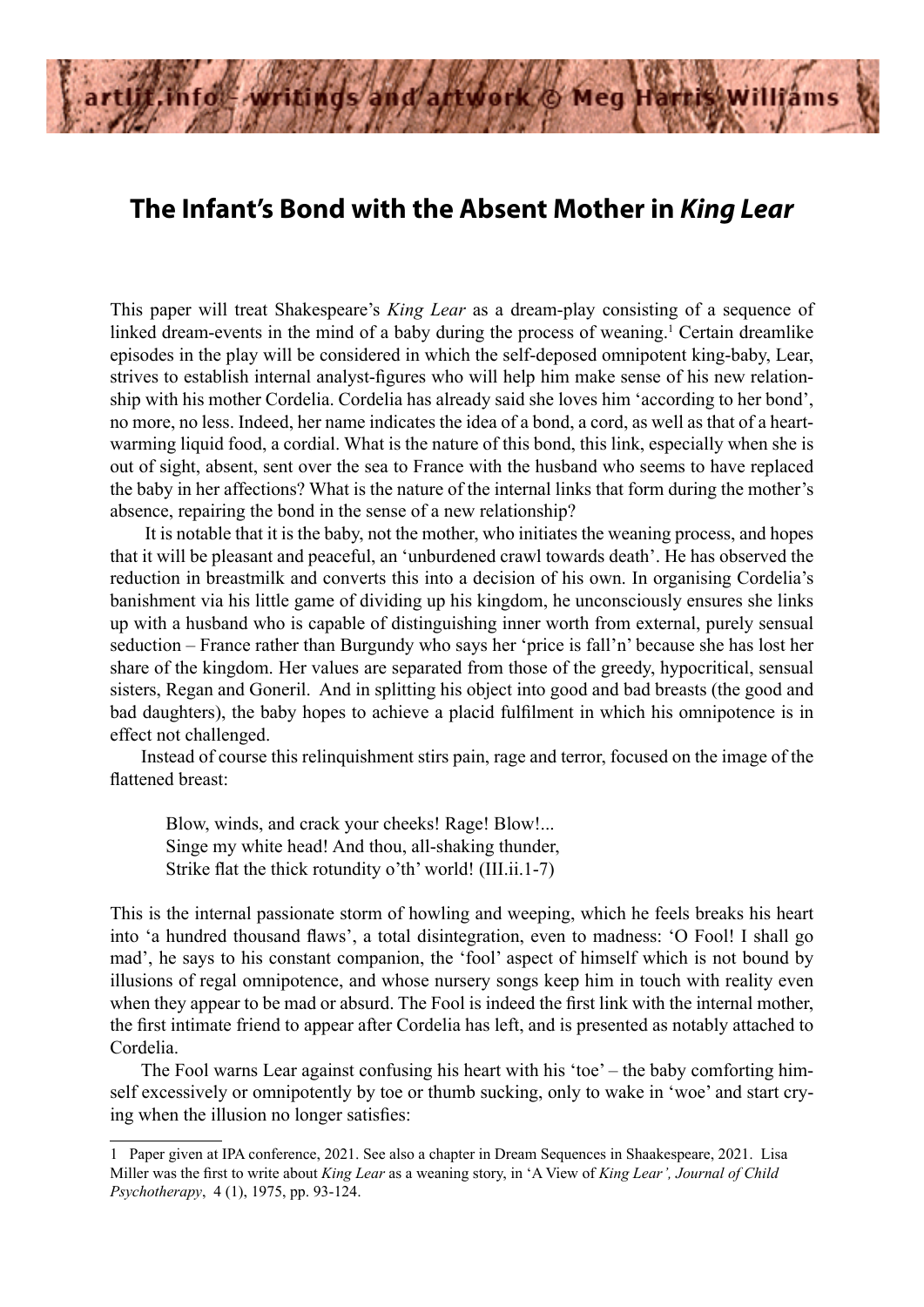# The Infant's Bond with the Absent Mother in *King Lear*

This paper will treat Shakespeare's *King Lear* as a dream-play consisting of a sequence of linked dream-events in the mind of a baby during the process of weaning.[1] Certain dreamlike episodes in the play will be considered in which the self-deposed omnipotent king-baby, Lear, strives to establish internal analyst-figures who will help him make sense of his new relationship with his mother Cordelia. Cordelia has already said she loves him 'according to her bond', no more, no less. Indeed, her name indicates the idea of a bond, a cord, as well as that of a heart-warming liquid food, a cordial. What is the nature of this bond, this link, especially when she is out of sight, absent, sent over the sea to France with the husband who seems to have replaced the baby in her affections? What is the nature of the internal links that form during the mother's absence, repairing the bond in the sense of a new relationship?

It is notable that it is the baby, not the mother, who initiates the weaning process, and hopes that it will be pleasant and peaceful, an 'unburdened crawl towards death'. He has observed the reduction in breastmilk and converts this into a decision of his own. In organising Cordelia's banishment via his little game of dividing up his kingdom, he unconsciously ensures she links up with a husband who is capable of distinguishing inner worth from external, purely sensual seduction – France rather than Burgundy who says her 'price is fall'n' because she has lost her share of the kingdom. Her values are separated from those of the greedy, hypocritical, sensual sisters, Regan and Goneril. And in splitting his object into good and bad breasts (the good and bad daughters), the baby hopes to achieve a placid fulfilment in which his omnipotence is in effect not challenged.

Instead of course this relinquishment stirs pain, rage and terror, focused on the image of the flattened breast:

> Blow, winds, and crack your cheeks! Rage! Blow!...
> Singe my white head! And thou, all-shaking thunder,
> Strike flat the thick rotundity o'th' world! (III.ii.1-7)

This is the internal passionate storm of howling and weeping, which he feels breaks his heart into 'a hundred thousand flaws', a total disintegration, even to madness: 'O Fool! I shall go mad', he says to his constant companion, the 'fool' aspect of himself which is not bound by illusions of regal omnipotence, and whose nursery songs keep him in touch with reality even when they appear to be mad or absurd. The Fool is indeed the first link with the internal mother, the first intimate friend to appear after Cordelia has left, and is presented as notably attached to Cordelia.

The Fool warns Lear against confusing his heart with his 'toe' – the baby comforting himself excessively or omnipotently by toe or thumb sucking, only to wake in 'woe' and start crying when the illusion no longer satisfies:

---

1 Paper given at IPA conference, 2021. See also a chapter in Dream Sequences in Shaakespeare, 2021. Lisa Miller was the first to write about *King Lear* as a weaning story, in 'A View of *King Lear', Journal of Child Psychotherapy*, 4 (1), 1975, pp. 93-124.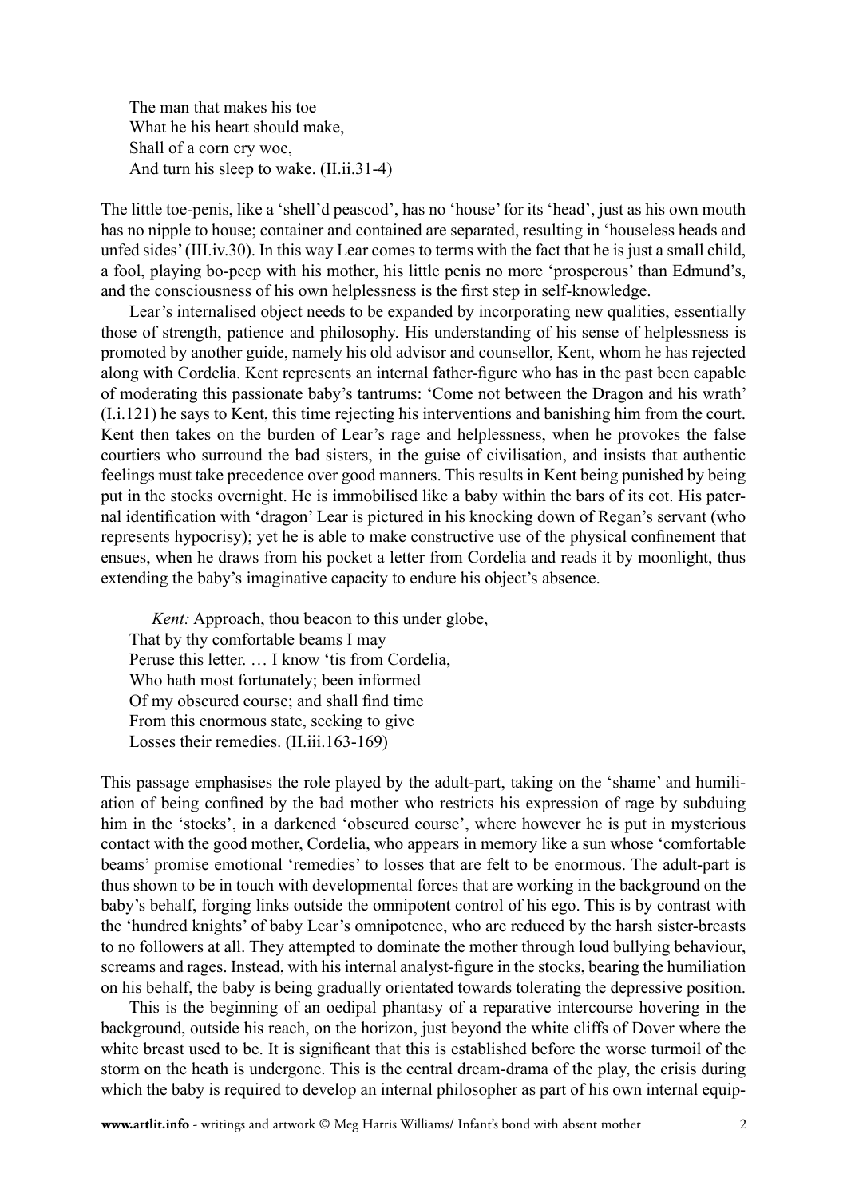The man that makes his toe  
What he his heart should make,  
Shall of a corn cry woe,  
And turn his sleep to wake. (II.ii.31-4)

The little toe-penis, like a 'shell'd peascod', has no 'house' for its 'head', just as his own mouth has no nipple to house; container and contained are separated, resulting in 'houseless heads and unfed sides' (III.iv.30). In this way Lear comes to terms with the fact that he is just a small child, a fool, playing bo-peep with his mother, his little penis no more 'prosperous' than Edmund's, and the consciousness of his own helplessness is the first step in self-knowledge.

Lear's internalised object needs to be expanded by incorporating new qualities, essentially those of strength, patience and philosophy. His understanding of his sense of helplessness is promoted by another guide, namely his old advisor and counsellor, Kent, whom he has rejected along with Cordelia. Kent represents an internal father-figure who has in the past been capable of moderating this passionate baby's tantrums: 'Come not between the Dragon and his wrath' (I.i.121) he says to Kent, this time rejecting his interventions and banishing him from the court. Kent then takes on the burden of Lear's rage and helplessness, when he provokes the false courtiers who surround the bad sisters, in the guise of civilisation, and insists that authentic feelings must take precedence over good manners. This results in Kent being punished by being put in the stocks overnight. He is immobilised like a baby within the bars of its cot. His paternal identification with 'dragon' Lear is pictured in his knocking down of Regan's servant (who represents hypocrisy); yet he is able to make constructive use of the physical confinement that ensues, when he draws from his pocket a letter from Cordelia and reads it by moonlight, thus extending the baby's imaginative capacity to endure his object's absence.

*Kent:* Approach, thou beacon to this under globe,  
That by thy comfortable beams I may  
Peruse this letter. … I know 'tis from Cordelia,  
Who hath most fortunately; been informed  
Of my obscured course; and shall find time  
From this enormous state, seeking to give  
Losses their remedies. (II.iii.163-169)

This passage emphasises the role played by the adult-part, taking on the 'shame' and humiliation of being confined by the bad mother who restricts his expression of rage by subduing him in the 'stocks', in a darkened 'obscured course', where however he is put in mysterious contact with the good mother, Cordelia, who appears in memory like a sun whose 'comfortable beams' promise emotional 'remedies' to losses that are felt to be enormous. The adult-part is thus shown to be in touch with developmental forces that are working in the background on the baby's behalf, forging links outside the omnipotent control of his ego. This is by contrast with the 'hundred knights' of baby Lear's omnipotence, who are reduced by the harsh sister-breasts to no followers at all. They attempted to dominate the mother through loud bullying behaviour, screams and rages. Instead, with his internal analyst-figure in the stocks, bearing the humiliation on his behalf, the baby is being gradually orientated towards tolerating the depressive position.

This is the beginning of an oedipal phantasy of a reparative intercourse hovering in the background, outside his reach, on the horizon, just beyond the white cliffs of Dover where the white breast used to be. It is significant that this is established before the worse turmoil of the storm on the heath is undergone. This is the central dream-drama of the play, the crisis during which the baby is required to develop an internal philosopher as part of his own internal equip-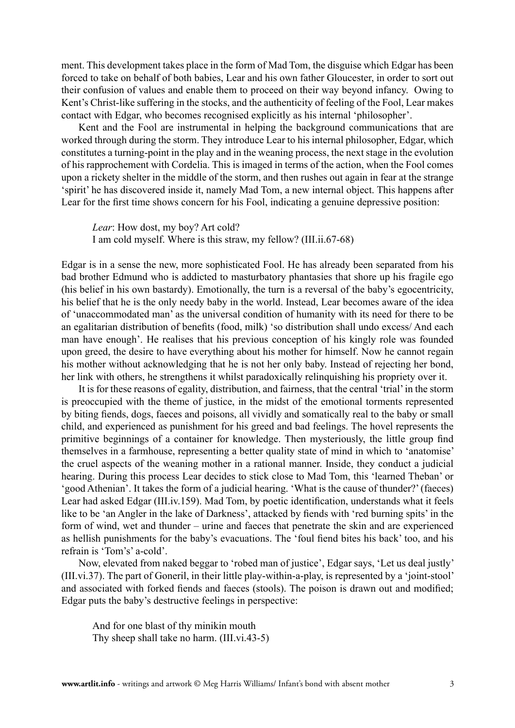ment. This development takes place in the form of Mad Tom, the disguise which Edgar has been forced to take on behalf of both babies, Lear and his own father Gloucester, in order to sort out their confusion of values and enable them to proceed on their way beyond infancy. Owing to Kent's Christ-like suffering in the stocks, and the authenticity of feeling of the Fool, Lear makes contact with Edgar, who becomes recognised explicitly as his internal 'philosopher'.

Kent and the Fool are instrumental in helping the background communications that are worked through during the storm. They introduce Lear to his internal philosopher, Edgar, which constitutes a turning-point in the play and in the weaning process, the next stage in the evolution of his rapprochement with Cordelia. This is imaged in terms of the action, when the Fool comes upon a rickety shelter in the middle of the storm, and then rushes out again in fear at the strange 'spirit' he has discovered inside it, namely Mad Tom, a new internal object. This happens after Lear for the first time shows concern for his Fool, indicating a genuine depressive position:

> *Lear*: How dost, my boy? Art cold?
> I am cold myself. Where is this straw, my fellow? (III.ii.67-68)

Edgar is in a sense the new, more sophisticated Fool. He has already been separated from his bad brother Edmund who is addicted to masturbatory phantasies that shore up his fragile ego (his belief in his own bastardy). Emotionally, the turn is a reversal of the baby's egocentricity, his belief that he is the only needy baby in the world. Instead, Lear becomes aware of the idea of 'unaccommodated man' as the universal condition of humanity with its need for there to be an egalitarian distribution of benefits (food, milk) 'so distribution shall undo excess/ And each man have enough'. He realises that his previous conception of his kingly role was founded upon greed, the desire to have everything about his mother for himself. Now he cannot regain his mother without acknowledging that he is not her only baby. Instead of rejecting her bond, her link with others, he strengthens it whilst paradoxically relinquishing his propriety over it.

It is for these reasons of egality, distribution, and fairness, that the central 'trial' in the storm is preoccupied with the theme of justice, in the midst of the emotional torments represented by biting fiends, dogs, faeces and poisons, all vividly and somatically real to the baby or small child, and experienced as punishment for his greed and bad feelings. The hovel represents the primitive beginnings of a container for knowledge. Then mysteriously, the little group find themselves in a farmhouse, representing a better quality state of mind in which to 'anatomise' the cruel aspects of the weaning mother in a rational manner. Inside, they conduct a judicial hearing. During this process Lear decides to stick close to Mad Tom, this 'learned Theban' or 'good Athenian'. It takes the form of a judicial hearing. 'What is the cause of thunder?' (faeces) Lear had asked Edgar (III.iv.159). Mad Tom, by poetic identification, understands what it feels like to be 'an Angler in the lake of Darkness', attacked by fiends with 'red burning spits' in the form of wind, wet and thunder – urine and faeces that penetrate the skin and are experienced as hellish punishments for the baby's evacuations. The 'foul fiend bites his back' too, and his refrain is 'Tom's' a-cold'.

Now, elevated from naked beggar to 'robed man of justice', Edgar says, 'Let us deal justly' (III.vi.37). The part of Goneril, in their little play-within-a-play, is represented by a 'joint-stool' and associated with forked fiends and faeces (stools). The poison is drawn out and modified; Edgar puts the baby's destructive feelings in perspective:

> And for one blast of thy minikin mouth
> Thy sheep shall take no harm. (III.vi.43-5)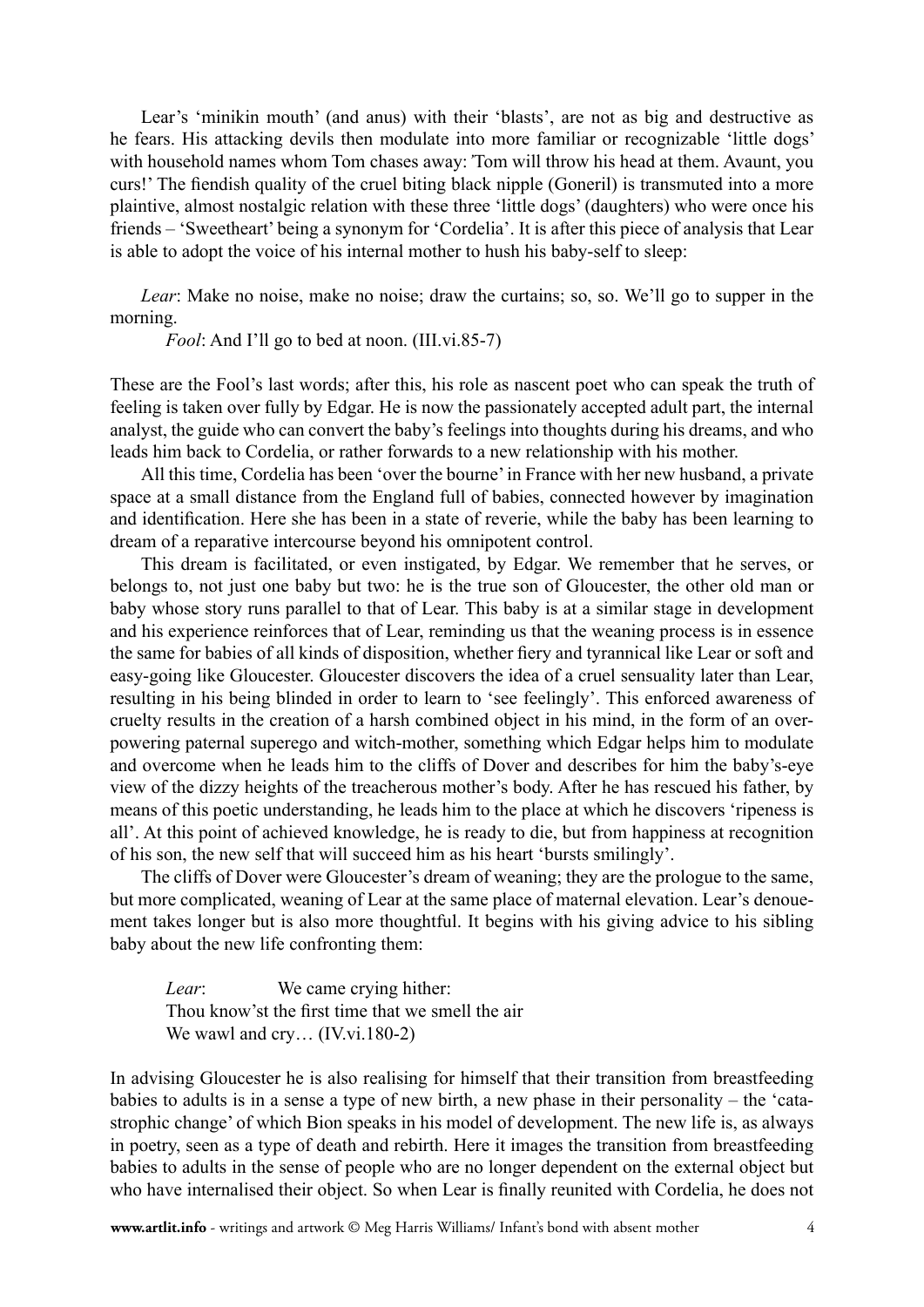Lear's 'minikin mouth' (and anus) with their 'blasts', are not as big and destructive as he fears. His attacking devils then modulate into more familiar or recognizable 'little dogs' with household names whom Tom chases away: 'Tom will throw his head at them. Avaunt, you curs!' The fiendish quality of the cruel biting black nipple (Goneril) is transmuted into a more plaintive, almost nostalgic relation with these three 'little dogs' (daughters) who were once his friends – 'Sweetheart' being a synonym for 'Cordelia'. It is after this piece of analysis that Lear is able to adopt the voice of his internal mother to hush his baby-self to sleep:

> *Lear*: Make no noise, make no noise; draw the curtains; so, so. We'll go to supper in the morning.
>
> *Fool*: And I'll go to bed at noon. (III.vi.85-7)

These are the Fool's last words; after this, his role as nascent poet who can speak the truth of feeling is taken over fully by Edgar. He is now the passionately accepted adult part, the internal analyst, the guide who can convert the baby's feelings into thoughts during his dreams, and who leads him back to Cordelia, or rather forwards to a new relationship with his mother.

All this time, Cordelia has been 'over the bourne' in France with her new husband, a private space at a small distance from the England full of babies, connected however by imagination and identification. Here she has been in a state of reverie, while the baby has been learning to dream of a reparative intercourse beyond his omnipotent control.

This dream is facilitated, or even instigated, by Edgar. We remember that he serves, or belongs to, not just one baby but two: he is the true son of Gloucester, the other old man or baby whose story runs parallel to that of Lear. This baby is at a similar stage in development and his experience reinforces that of Lear, reminding us that the weaning process is in essence the same for babies of all kinds of disposition, whether fiery and tyrannical like Lear or soft and easy-going like Gloucester. Gloucester discovers the idea of a cruel sensuality later than Lear, resulting in his being blinded in order to learn to 'see feelingly'. This enforced awareness of cruelty results in the creation of a harsh combined object in his mind, in the form of an over-powering paternal superego and witch-mother, something which Edgar helps him to modulate and overcome when he leads him to the cliffs of Dover and describes for him the baby's-eye view of the dizzy heights of the treacherous mother's body. After he has rescued his father, by means of this poetic understanding, he leads him to the place at which he discovers 'ripeness is all'. At this point of achieved knowledge, he is ready to die, but from happiness at recognition of his son, the new self that will succeed him as his heart 'bursts smilingly'.

The cliffs of Dover were Gloucester's dream of weaning; they are the prologue to the same, but more complicated, weaning of Lear at the same place of maternal elevation. Lear's denouement takes longer but is also more thoughtful. It begins with his giving advice to his sibling baby about the new life confronting them:

> *Lear*: We came crying hither:
> Thou know'st the first time that we smell the air
> We wawl and cry… (IV.vi.180-2)

In advising Gloucester he is also realising for himself that their transition from breastfeeding babies to adults is in a sense a type of new birth, a new phase in their personality – the 'catastrophic change' of which Bion speaks in his model of development. The new life is, as always in poetry, seen as a type of death and rebirth. Here it images the transition from breastfeeding babies to adults in the sense of people who are no longer dependent on the external object but who have internalised their object. So when Lear is finally reunited with Cordelia, he does not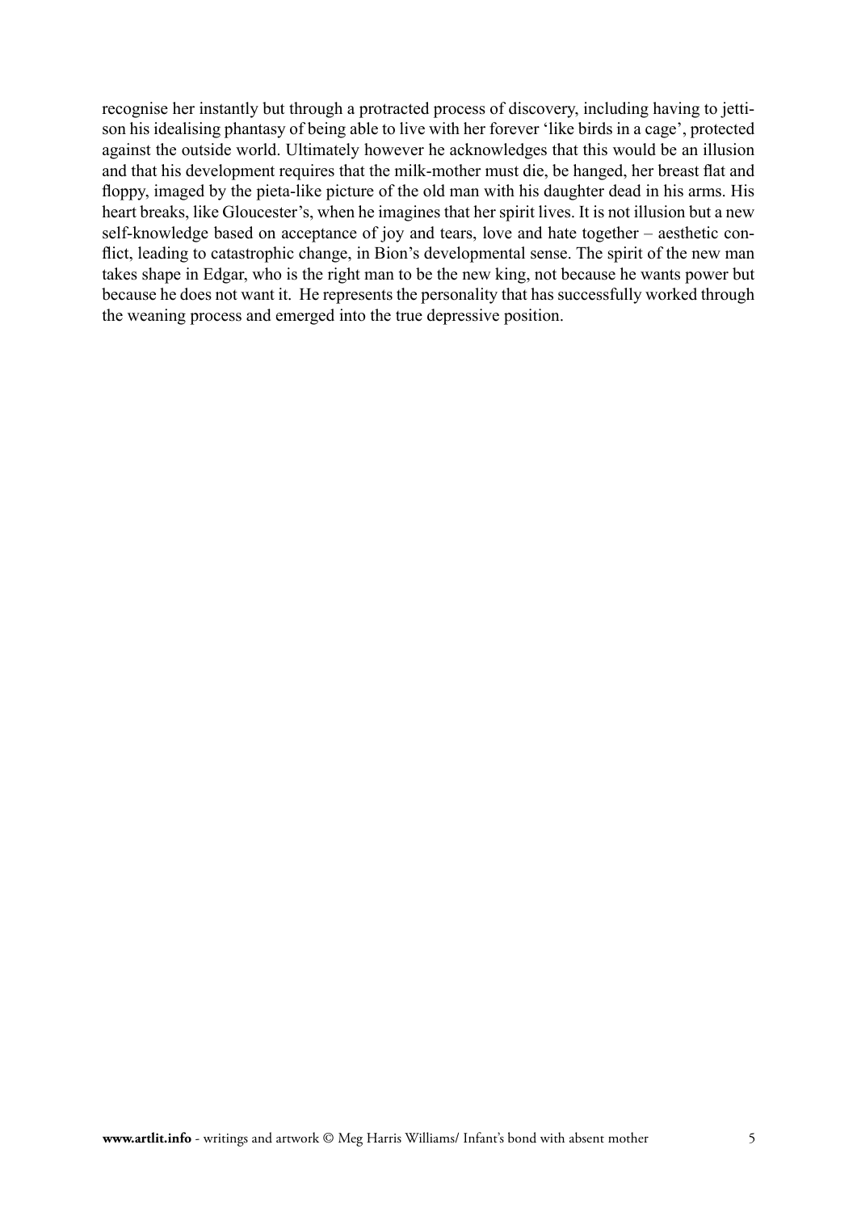recognise her instantly but through a protracted process of discovery, including having to jettison his idealising phantasy of being able to live with her forever 'like birds in a cage', protected against the outside world. Ultimately however he acknowledges that this would be an illusion and that his development requires that the milk-mother must die, be hanged, her breast flat and floppy, imaged by the pieta-like picture of the old man with his daughter dead in his arms. His heart breaks, like Gloucester's, when he imagines that her spirit lives. It is not illusion but a new self-knowledge based on acceptance of joy and tears, love and hate together – aesthetic conflict, leading to catastrophic change, in Bion's developmental sense. The spirit of the new man takes shape in Edgar, who is the right man to be the new king, not because he wants power but because he does not want it. He represents the personality that has successfully worked through the weaning process and emerged into the true depressive position.